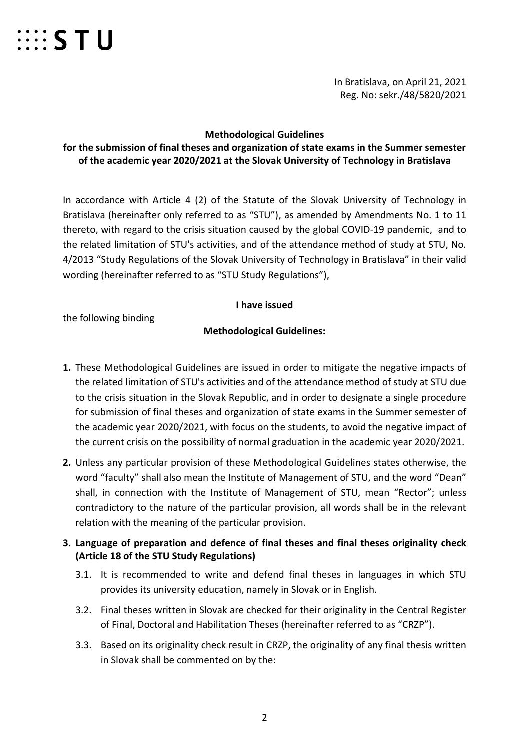STU

In Bratislava, on April 21, 2021
Reg. No: sekr./48/5820/2021

**Methodological Guidelines**
**for the submission of final theses and organization of state exams in the Summer semester of the academic year 2020/2021 at the Slovak University of Technology in Bratislava**

In accordance with Article 4 (2) of the Statute of the Slovak University of Technology in Bratislava (hereinafter only referred to as "STU"), as amended by Amendments No. 1 to 11 thereto, with regard to the crisis situation caused by the global COVID-19 pandemic, and to the related limitation of STU's activities, and of the attendance method of study at STU, No. 4/2013 "Study Regulations of the Slovak University of Technology in Bratislava" in their valid wording (hereinafter referred to as "STU Study Regulations"),

**I have issued**

the following binding

**Methodological Guidelines:**

1. These Methodological Guidelines are issued in order to mitigate the negative impacts of the related limitation of STU's activities and of the attendance method of study at STU due to the crisis situation in the Slovak Republic, and in order to designate a single procedure for submission of final theses and organization of state exams in the Summer semester of the academic year 2020/2021, with focus on the students, to avoid the negative impact of the current crisis on the possibility of normal graduation in the academic year 2020/2021.
2. Unless any particular provision of these Methodological Guidelines states otherwise, the word "faculty" shall also mean the Institute of Management of STU, and the word "Dean" shall, in connection with the Institute of Management of STU, mean "Rector"; unless contradictory to the nature of the particular provision, all words shall be in the relevant relation with the meaning of the particular provision.
3. **Language of preparation and defence of final theses and final theses originality check (Article 18 of the STU Study Regulations)**
   - 3.1. It is recommended to write and defend final theses in languages in which STU provides its university education, namely in Slovak or in English.
   - 3.2. Final theses written in Slovak are checked for their originality in the Central Register of Final, Doctoral and Habilitation Theses (hereinafter referred to as "CRZP").
   - 3.3. Based on its originality check result in CRZP, the originality of any final thesis written in Slovak shall be commented on by the: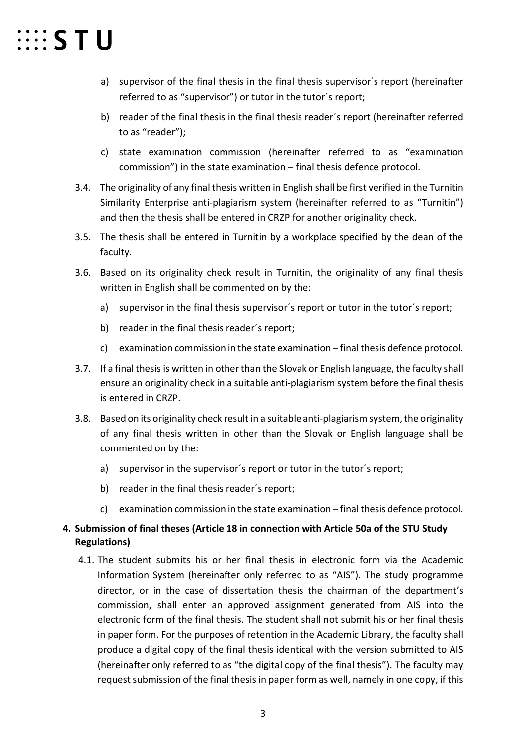a) supervisor of the final thesis in the final thesis supervisor´s report (hereinafter referred to as “supervisor”) or tutor in the tutor´s report;

b) reader of the final thesis in the final thesis reader´s report (hereinafter referred to as “reader”);

c) state examination commission (hereinafter referred to as “examination commission”) in the state examination – final thesis defence protocol.

3.4. The originality of any final thesis written in English shall be first verified in the Turnitin Similarity Enterprise anti-plagiarism system (hereinafter referred to as “Turnitin”) and then the thesis shall be entered in CRZP for another originality check.

3.5. The thesis shall be entered in Turnitin by a workplace specified by the dean of the faculty.

3.6. Based on its originality check result in Turnitin, the originality of any final thesis written in English shall be commented on by the:

a) supervisor in the final thesis supervisor´s report or tutor in the tutor´s report;

b) reader in the final thesis reader´s report;

c) examination commission in the state examination – final thesis defence protocol.

3.7. If a final thesis is written in other than the Slovak or English language, the faculty shall ensure an originality check in a suitable anti-plagiarism system before the final thesis is entered in CRZP.

3.8. Based on its originality check result in a suitable anti-plagiarism system, the originality of any final thesis written in other than the Slovak or English language shall be commented on by the:

a) supervisor in the supervisor´s report or tutor in the tutor´s report;

b) reader in the final thesis reader´s report;

c) examination commission in the state examination – final thesis defence protocol.

**4. Submission of final theses (Article 18 in connection with Article 50a of the STU Study Regulations)**

4.1. The student submits his or her final thesis in electronic form via the Academic Information System (hereinafter only referred to as “AIS”). The study programme director, or in the case of dissertation thesis the chairman of the department’s commission, shall enter an approved assignment generated from AIS into the electronic form of the final thesis. The student shall not submit his or her final thesis in paper form. For the purposes of retention in the Academic Library, the faculty shall produce a digital copy of the final thesis identical with the version submitted to AIS (hereinafter only referred to as “the digital copy of the final thesis”). The faculty may request submission of the final thesis in paper form as well, namely in one copy, if this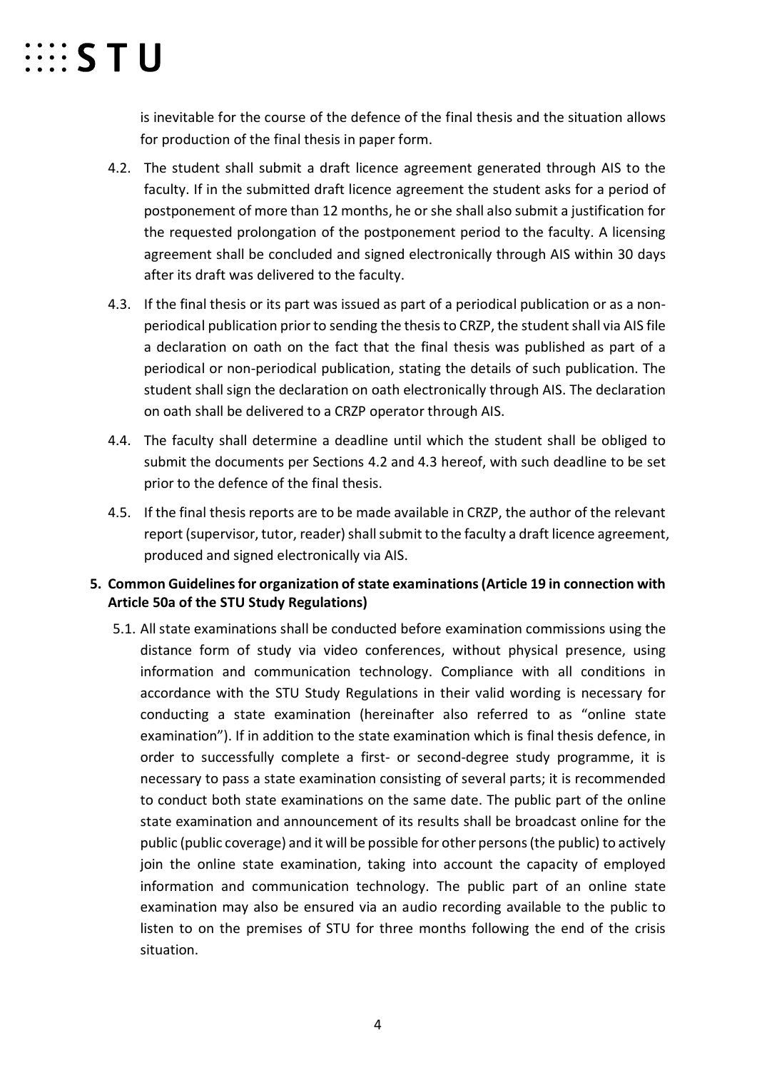is inevitable for the course of the defence of the final thesis and the situation allows for production of the final thesis in paper form.

4.2. The student shall submit a draft licence agreement generated through AIS to the faculty. If in the submitted draft licence agreement the student asks for a period of postponement of more than 12 months, he or she shall also submit a justification for the requested prolongation of the postponement period to the faculty. A licensing agreement shall be concluded and signed electronically through AIS within 30 days after its draft was delivered to the faculty.

4.3. If the final thesis or its part was issued as part of a periodical publication or as a non-periodical publication prior to sending the thesis to CRZP, the student shall via AIS file a declaration on oath on the fact that the final thesis was published as part of a periodical or non-periodical publication, stating the details of such publication. The student shall sign the declaration on oath electronically through AIS. The declaration on oath shall be delivered to a CRZP operator through AIS.

4.4. The faculty shall determine a deadline until which the student shall be obliged to submit the documents per Sections 4.2 and 4.3 hereof, with such deadline to be set prior to the defence of the final thesis.

4.5. If the final thesis reports are to be made available in CRZP, the author of the relevant report (supervisor, tutor, reader) shall submit to the faculty a draft licence agreement, produced and signed electronically via AIS.

**5. Common Guidelines for organization of state examinations (Article 19 in connection with Article 50a of the STU Study Regulations)**

5.1. All state examinations shall be conducted before examination commissions using the distance form of study via video conferences, without physical presence, using information and communication technology. Compliance with all conditions in accordance with the STU Study Regulations in their valid wording is necessary for conducting a state examination (hereinafter also referred to as "online state examination"). If in addition to the state examination which is final thesis defence, in order to successfully complete a first- or second-degree study programme, it is necessary to pass a state examination consisting of several parts; it is recommended to conduct both state examinations on the same date. The public part of the online state examination and announcement of its results shall be broadcast online for the public (public coverage) and it will be possible for other persons (the public) to actively join the online state examination, taking into account the capacity of employed information and communication technology. The public part of an online state examination may also be ensured via an audio recording available to the public to listen to on the premises of STU for three months following the end of the crisis situation.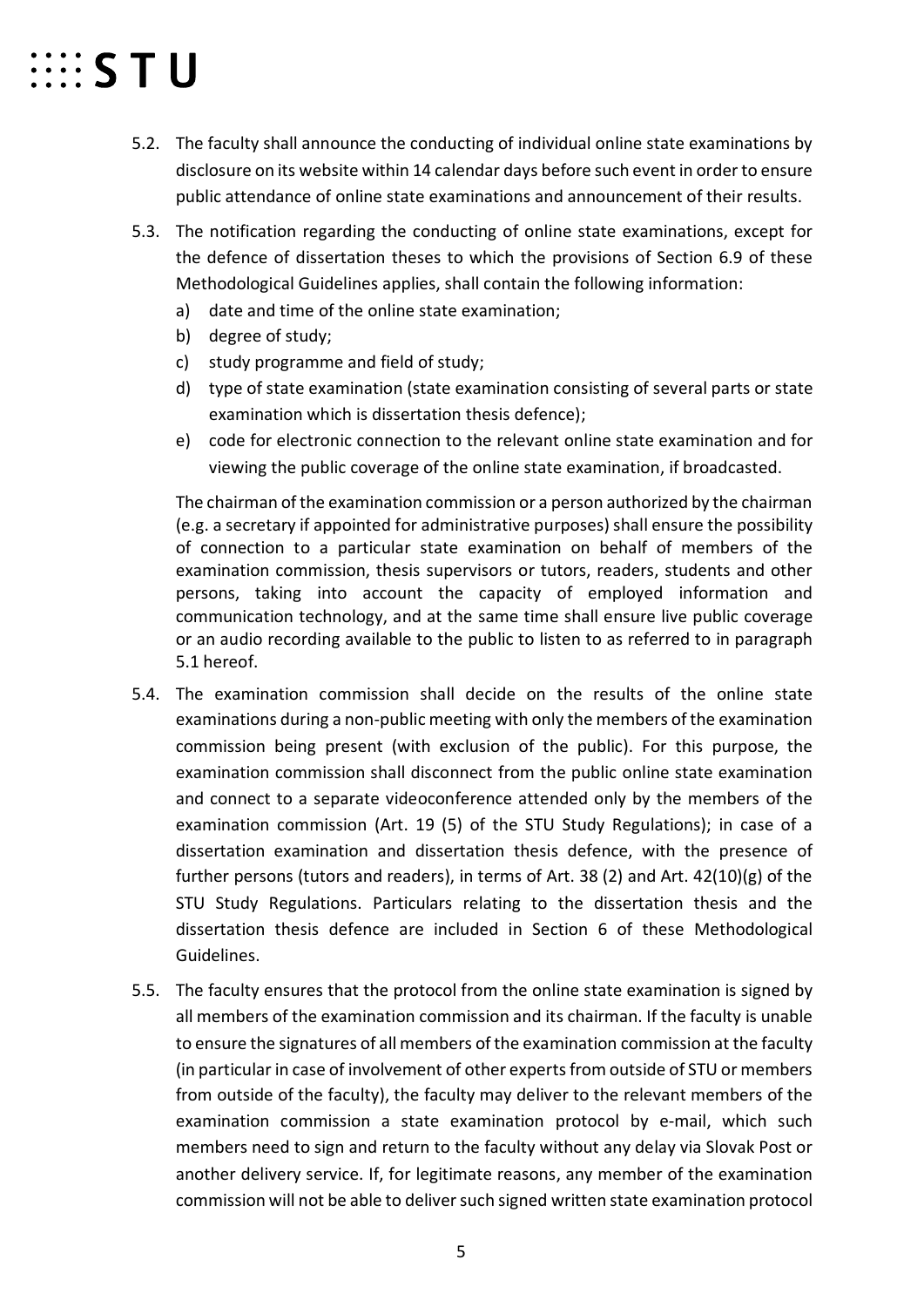5.2. The faculty shall announce the conducting of individual online state examinations by disclosure on its website within 14 calendar days before such event in order to ensure public attendance of online state examinations and announcement of their results.

5.3. The notification regarding the conducting of online state examinations, except for the defence of dissertation theses to which the provisions of Section 6.9 of these Methodological Guidelines applies, shall contain the following information:

   a) date and time of the online state examination;
   b) degree of study;
   c) study programme and field of study;
   d) type of state examination (state examination consisting of several parts or state examination which is dissertation thesis defence);
   e) code for electronic connection to the relevant online state examination and for viewing the public coverage of the online state examination, if broadcasted.

   The chairman of the examination commission or a person authorized by the chairman (e.g. a secretary if appointed for administrative purposes) shall ensure the possibility of connection to a particular state examination on behalf of members of the examination commission, thesis supervisors or tutors, readers, students and other persons, taking into account the capacity of employed information and communication technology, and at the same time shall ensure live public coverage or an audio recording available to the public to listen to as referred to in paragraph 5.1 hereof.

5.4. The examination commission shall decide on the results of the online state examinations during a non-public meeting with only the members of the examination commission being present (with exclusion of the public). For this purpose, the examination commission shall disconnect from the public online state examination and connect to a separate videoconference attended only by the members of the examination commission (Art. 19 (5) of the STU Study Regulations); in case of a dissertation examination and dissertation thesis defence, with the presence of further persons (tutors and readers), in terms of Art. 38 (2) and Art. 42(10)(g) of the STU Study Regulations. Particulars relating to the dissertation thesis and the dissertation thesis defence are included in Section 6 of these Methodological Guidelines.

5.5. The faculty ensures that the protocol from the online state examination is signed by all members of the examination commission and its chairman. If the faculty is unable to ensure the signatures of all members of the examination commission at the faculty (in particular in case of involvement of other experts from outside of STU or members from outside of the faculty), the faculty may deliver to the relevant members of the examination commission a state examination protocol by e-mail, which such members need to sign and return to the faculty without any delay via Slovak Post or another delivery service. If, for legitimate reasons, any member of the examination commission will not be able to deliver such signed written state examination protocol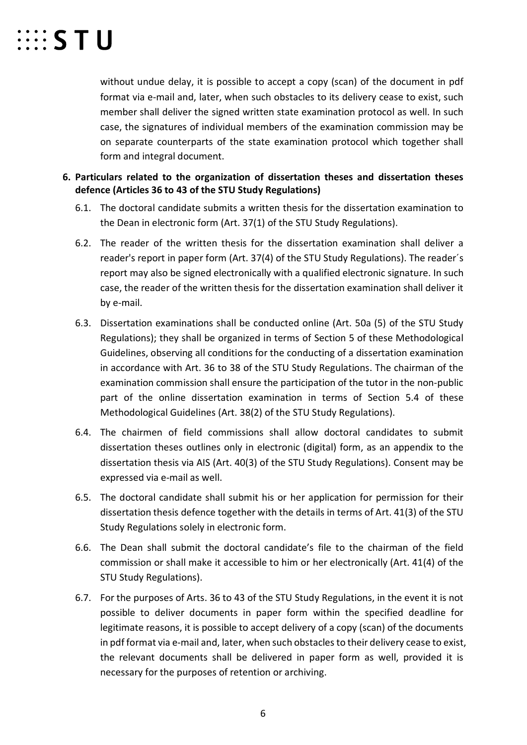without undue delay, it is possible to accept a copy (scan) of the document in pdf format via e-mail and, later, when such obstacles to its delivery cease to exist, such member shall deliver the signed written state examination protocol as well. In such case, the signatures of individual members of the examination commission may be on separate counterparts of the state examination protocol which together shall form and integral document.

**6. Particulars related to the organization of dissertation theses and dissertation theses defence (Articles 36 to 43 of the STU Study Regulations)**

6.1. The doctoral candidate submits a written thesis for the dissertation examination to the Dean in electronic form (Art. 37(1) of the STU Study Regulations).

6.2. The reader of the written thesis for the dissertation examination shall deliver a reader's report in paper form (Art. 37(4) of the STU Study Regulations). The reader´s report may also be signed electronically with a qualified electronic signature. In such case, the reader of the written thesis for the dissertation examination shall deliver it by e-mail.

6.3. Dissertation examinations shall be conducted online (Art. 50a (5) of the STU Study Regulations); they shall be organized in terms of Section 5 of these Methodological Guidelines, observing all conditions for the conducting of a dissertation examination in accordance with Art. 36 to 38 of the STU Study Regulations. The chairman of the examination commission shall ensure the participation of the tutor in the non-public part of the online dissertation examination in terms of Section 5.4 of these Methodological Guidelines (Art. 38(2) of the STU Study Regulations).

6.4. The chairmen of field commissions shall allow doctoral candidates to submit dissertation theses outlines only in electronic (digital) form, as an appendix to the dissertation thesis via AIS (Art. 40(3) of the STU Study Regulations). Consent may be expressed via e-mail as well.

6.5. The doctoral candidate shall submit his or her application for permission for their dissertation thesis defence together with the details in terms of Art. 41(3) of the STU Study Regulations solely in electronic form.

6.6. The Dean shall submit the doctoral candidate's file to the chairman of the field commission or shall make it accessible to him or her electronically (Art. 41(4) of the STU Study Regulations).

6.7. For the purposes of Arts. 36 to 43 of the STU Study Regulations, in the event it is not possible to deliver documents in paper form within the specified deadline for legitimate reasons, it is possible to accept delivery of a copy (scan) of the documents in pdf format via e-mail and, later, when such obstacles to their delivery cease to exist, the relevant documents shall be delivered in paper form as well, provided it is necessary for the purposes of retention or archiving.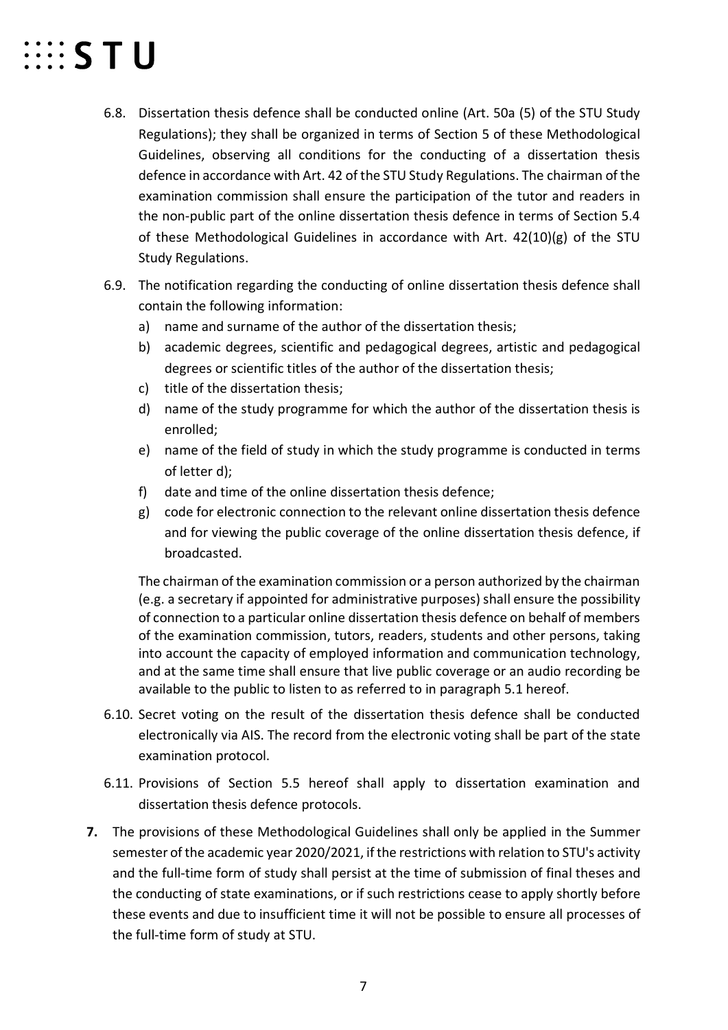6.8. Dissertation thesis defence shall be conducted online (Art. 50a (5) of the STU Study Regulations); they shall be organized in terms of Section 5 of these Methodological Guidelines, observing all conditions for the conducting of a dissertation thesis defence in accordance with Art. 42 of the STU Study Regulations. The chairman of the examination commission shall ensure the participation of the tutor and readers in the non-public part of the online dissertation thesis defence in terms of Section 5.4 of these Methodological Guidelines in accordance with Art. 42(10)(g) of the STU Study Regulations.

6.9. The notification regarding the conducting of online dissertation thesis defence shall contain the following information:

a) name and surname of the author of the dissertation thesis;
b) academic degrees, scientific and pedagogical degrees, artistic and pedagogical degrees or scientific titles of the author of the dissertation thesis;
c) title of the dissertation thesis;
d) name of the study programme for which the author of the dissertation thesis is enrolled;
e) name of the field of study in which the study programme is conducted in terms of letter d);
f) date and time of the online dissertation thesis defence;
g) code for electronic connection to the relevant online dissertation thesis defence and for viewing the public coverage of the online dissertation thesis defence, if broadcasted.

The chairman of the examination commission or a person authorized by the chairman (e.g. a secretary if appointed for administrative purposes) shall ensure the possibility of connection to a particular online dissertation thesis defence on behalf of members of the examination commission, tutors, readers, students and other persons, taking into account the capacity of employed information and communication technology, and at the same time shall ensure that live public coverage or an audio recording be available to the public to listen to as referred to in paragraph 5.1 hereof.

6.10. Secret voting on the result of the dissertation thesis defence shall be conducted electronically via AIS. The record from the electronic voting shall be part of the state examination protocol.

6.11. Provisions of Section 5.5 hereof shall apply to dissertation examination and dissertation thesis defence protocols.

**7.** The provisions of these Methodological Guidelines shall only be applied in the Summer semester of the academic year 2020/2021, if the restrictions with relation to STU's activity and the full-time form of study shall persist at the time of submission of final theses and the conducting of state examinations, or if such restrictions cease to apply shortly before these events and due to insufficient time it will not be possible to ensure all processes of the full-time form of study at STU.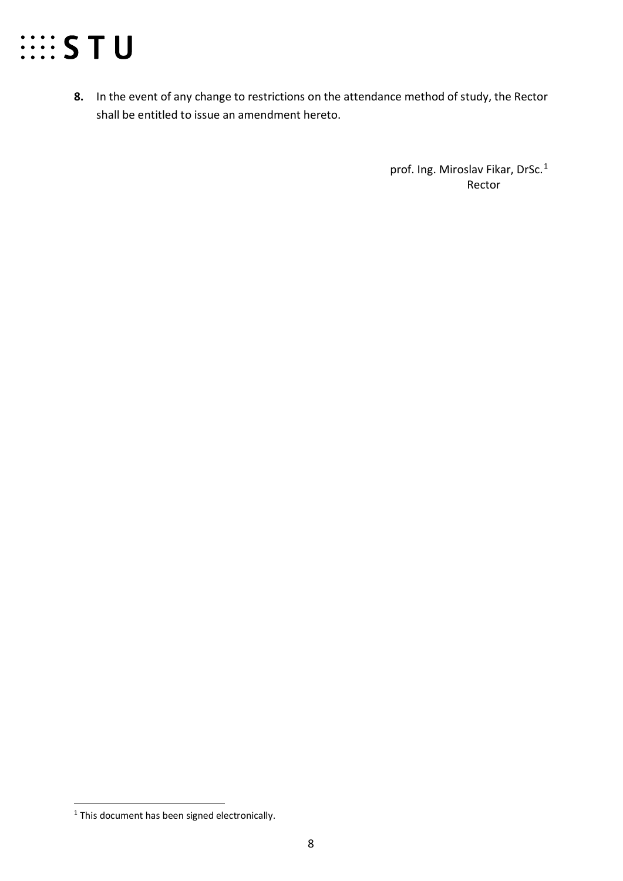**8.** In the event of any change to restrictions on the attendance method of study, the Rector shall be entitled to issue an amendment hereto.

prof. Ing. Miroslav Fikar, DrSc.[1]
Rector

[1] This document has been signed electronically.